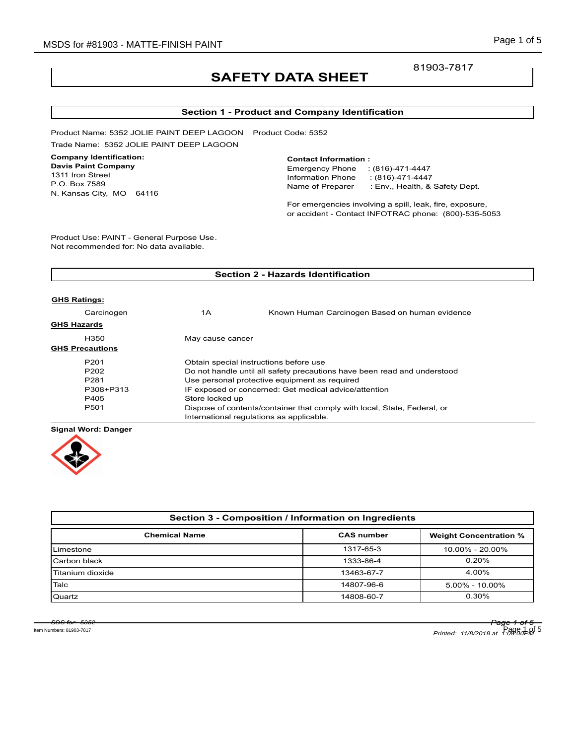81903-7817

# SAFETY DATA SHEET

## Section 1 - Product and Company Identification

Product Name: 5352 JOLIE PAINT DEEP LAGOON    Product Code: 5352

Trade Name: 5352 JOLIE PAINT DEEP LAGOON

**Company Identification:**
**Davis Paint Company**
1311 Iron Street
P.O. Box 7589
N. Kansas City, MO 64116

**Contact Information :**
Emergency Phone : (816)-471-4447
Information Phone : (816)-471-4447
Name of Preparer : Env., Health, & Safety Dept.

For emergencies involving a spill, leak, fire, exposure, or accident - Contact INFOTRAC phone: (800)-535-5053

Product Use: PAINT - General Purpose Use.
Not recommended for: No data available.

## Section 2 - Hazards Identification

**GHS Ratings:**

| | | |
|---|---|---|
| Carcinogen | 1A | Known Human Carcinogen Based on human evidence |

**GHS Hazards**

| | |
|---|---|
| H350 | May cause cancer |

**GHS Precautions**

| | |
|---|---|
| P201 | Obtain special instructions before use |
| P202 | Do not handle until all safety precautions have been read and understood |
| P281 | Use personal protective equipment as required |
| P308+P313 | IF exposed or concerned: Get medical advice/attention |
| P405 | Store locked up |
| P501 | Dispose of contents/container that comply with local, State, Federal, or International regulations as applicable. |

**Signal Word: Danger**

## Section 3 - Composition / Information on Ingredients

| Chemical Name | CAS number | Weight Concentration % |
|---|---|---|
| Limestone | 1317-65-3 | 10.00% - 20.00% |
| Carbon black | 1333-86-4 | 0.20% |
| Titanium dioxide | 13463-67-7 | 4.00% |
| Talc | 14807-96-6 | 5.00% - 10.00% |
| Quartz | 14808-60-7 | 0.30% |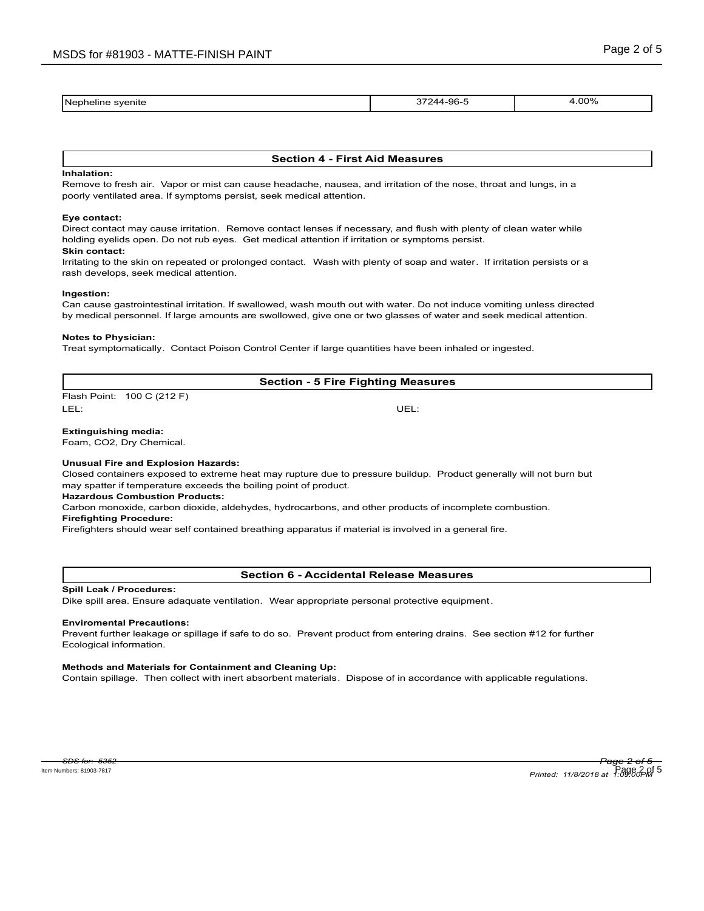| Nepheline syenite | 37244-96-5 | 4.00% |
|---|---|---|

## Section 4 - First Aid Measures

**Inhalation:**
Remove to fresh air. Vapor or mist can cause headache, nausea, and irritation of the nose, throat and lungs, in a poorly ventilated area. If symptoms persist, seek medical attention.

**Eye contact:**
Direct contact may cause irritation. Remove contact lenses if necessary, and flush with plenty of clean water while holding eyelids open. Do not rub eyes. Get medical attention if irritation or symptoms persist.

**Skin contact:**
Irritating to the skin on repeated or prolonged contact. Wash with plenty of soap and water. If irritation persists or a rash develops, seek medical attention.

**Ingestion:**
Can cause gastrointestinal irritation. If swallowed, wash mouth out with water. Do not induce vomiting unless directed by medical personnel. If large amounts are swollowed, give one or two glasses of water and seek medical attention.

**Notes to Physician:**
Treat symptomatically. Contact Poison Control Center if large quantities have been inhaled or ingested.

## Section - 5 Fire Fighting Measures

Flash Point: 100 C (212 F)

LEL: UEL:

**Extinguishing media:**
Foam, CO2, Dry Chemical.

**Unusual Fire and Explosion Hazards:**
Closed containers exposed to extreme heat may rupture due to pressure buildup. Product generally will not burn but may spatter if temperature exceeds the boiling point of product.

**Hazardous Combustion Products:**
Carbon monoxide, carbon dioxide, aldehydes, hydrocarbons, and other products of incomplete combustion.

**Firefighting Procedure:**
Firefighters should wear self contained breathing apparatus if material is involved in a general fire.

## Section 6 - Accidental Release Measures

**Spill Leak / Procedures:**
Dike spill area. Ensure adaquate ventilation. Wear appropriate personal protective equipment.

**Enviromental Precautions:**
Prevent further leakage or spillage if safe to do so. Prevent product from entering drains. See section #12 for further Ecological information.

**Methods and Materials for Containment and Cleaning Up:**
Contain spillage. Then collect with inert absorbent materials. Dispose of in accordance with applicable regulations.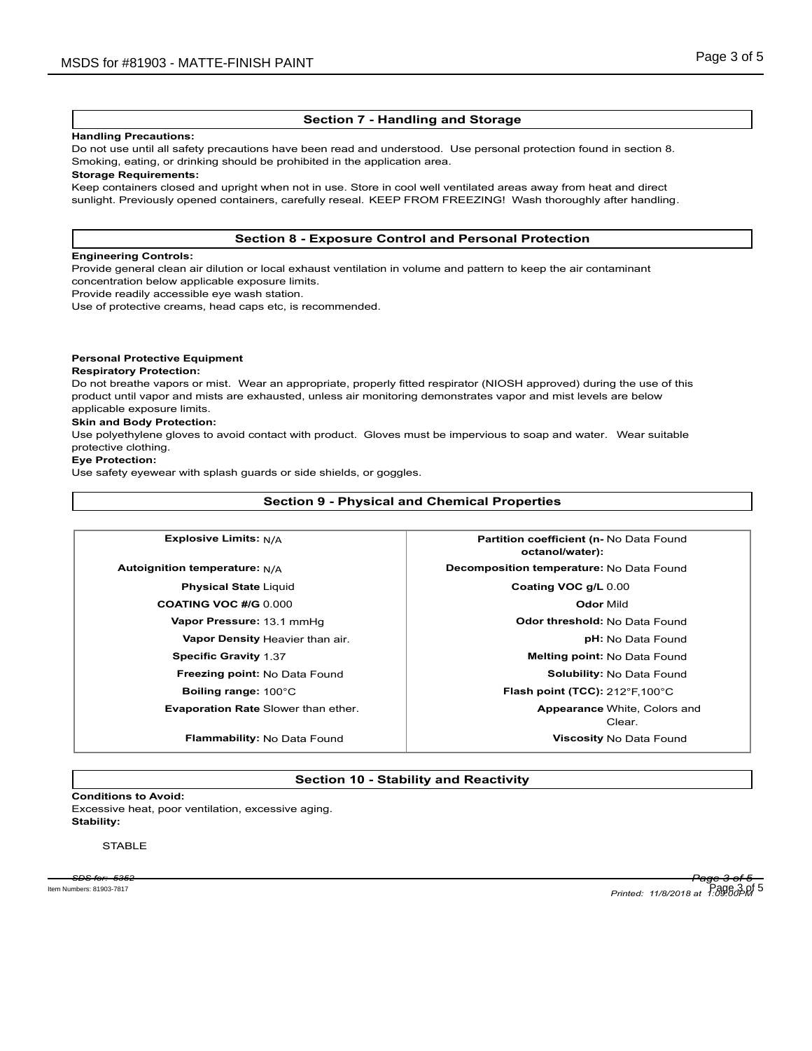## Section 7 - Handling and Storage

**Handling Precautions:**

Do not use until all safety precautions have been read and understood. Use personal protection found in section 8. Smoking, eating, or drinking should be prohibited in the application area.

**Storage Requirements:**

Keep containers closed and upright when not in use. Store in cool well ventilated areas away from heat and direct sunlight. Previously opened containers, carefully reseal. KEEP FROM FREEZING! Wash thoroughly after handling.

## Section 8 - Exposure Control and Personal Protection

**Engineering Controls:**

Provide general clean air dilution or local exhaust ventilation in volume and pattern to keep the air contaminant concentration below applicable exposure limits.

Provide readily accessible eye wash station.

Use of protective creams, head caps etc, is recommended.

**Personal Protective Equipment**

**Respiratory Protection:**

Do not breathe vapors or mist. Wear an appropriate, properly fitted respirator (NIOSH approved) during the use of this product until vapor and mists are exhausted, unless air monitoring demonstrates vapor and mist levels are below applicable exposure limits.

**Skin and Body Protection:**

Use polyethylene gloves to avoid contact with product. Gloves must be impervious to soap and water. Wear suitable protective clothing.

**Eye Protection:**

Use safety eyewear with splash guards or side shields, or goggles.

## Section 9 - Physical and Chemical Properties

| Property | Value | Property | Value |
|---|---|---|---|
| **Explosive Limits:** | N/A | **Partition coefficient (n-octanol/water):** | No Data Found |
| **Autoignition temperature:** | N/A | **Decomposition temperature:** | No Data Found |
| **Physical State** | Liquid | **Coating VOC g/L** | 0.00 |
| **COATING VOC #/G** | 0.000 | **Odor** | Mild |
| **Vapor Pressure:** | 13.1 mmHg | **Odor threshold:** | No Data Found |
| **Vapor Density** | Heavier than air. | **pH:** | No Data Found |
| **Specific Gravity** | 1.37 | **Melting point:** | No Data Found |
| **Freezing point:** | No Data Found | **Solubility:** | No Data Found |
| **Boiling range:** | 100°C | **Flash point (TCC):** | 212°F,100°C |
| **Evaporation Rate** | Slower than ether. | **Appearance** | White, Colors and Clear. |
| **Flammability:** | No Data Found | **Viscosity** | No Data Found |

## Section 10 - Stability and Reactivity

**Conditions to Avoid:**

Excessive heat, poor ventilation, excessive aging.

**Stability:**

STABLE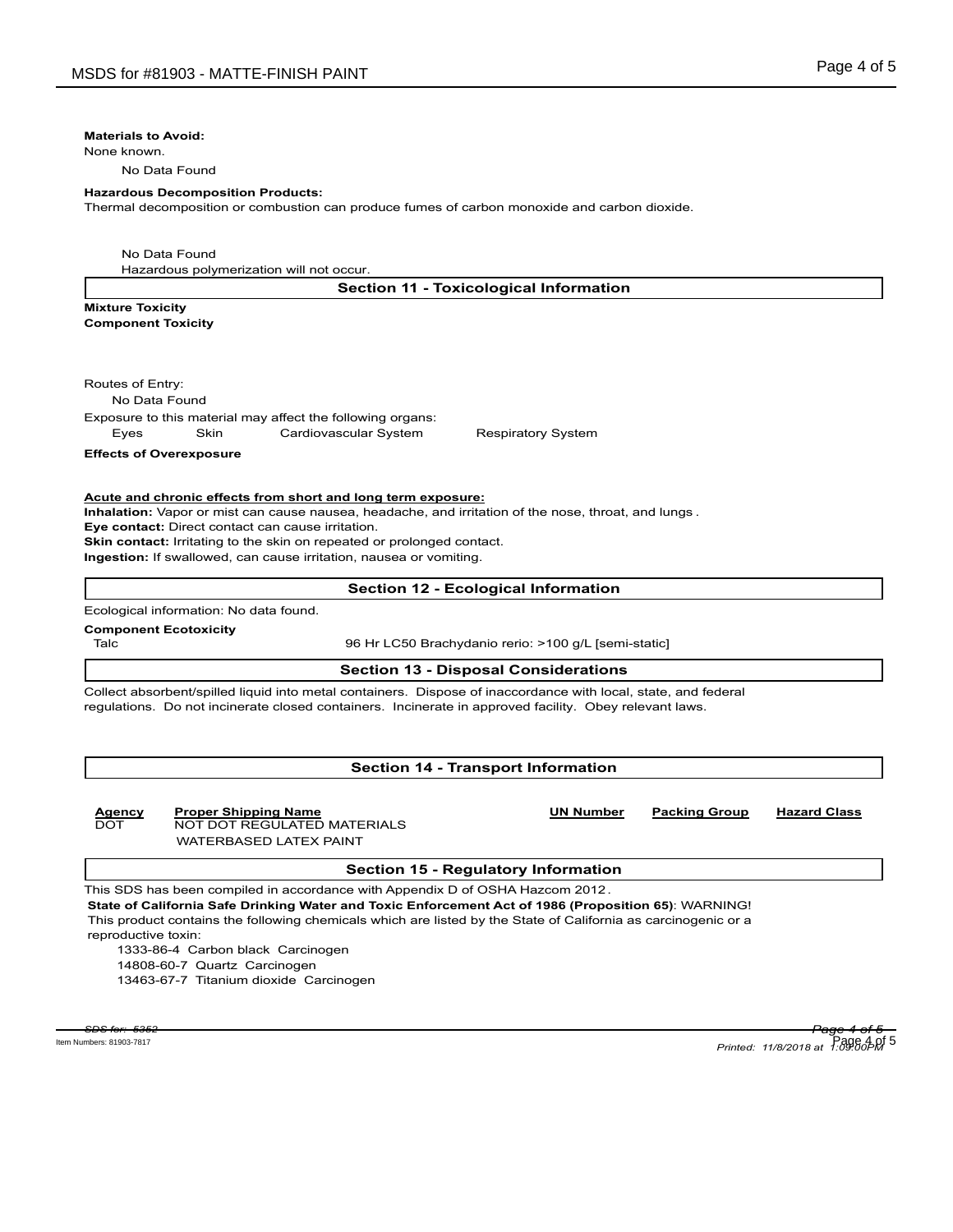**Materials to Avoid:**

None known.

No Data Found

**Hazardous Decomposition Products:**

Thermal decomposition or combustion can produce fumes of carbon monoxide and carbon dioxide.

No Data Found

Hazardous polymerization will not occur.

## Section 11 - Toxicological Information

**Mixture Toxicity**

**Component Toxicity**

Routes of Entry:

No Data Found

Exposure to this material may affect the following organs:

Eyes    Skin    Cardiovascular System    Respiratory System

**Effects of Overexposure**

**Acute and chronic effects from short and long term exposure:**

**Inhalation:** Vapor or mist can cause nausea, headache, and irritation of the nose, throat, and lungs .

**Eye contact:** Direct contact can cause irritation.

**Skin contact:** Irritating to the skin on repeated or prolonged contact.

**Ingestion:** If swallowed, can cause irritation, nausea or vomiting.

## Section 12 - Ecological Information

Ecological information: No data found.

**Component Ecotoxicity**

| Talc | 96 Hr LC50 Brachydanio rerio: >100 g/L [semi-static] |
|---|---|

## Section 13 - Disposal Considerations

Collect absorbent/spilled liquid into metal containers. Dispose of inaccordance with local, state, and federal regulations. Do not incinerate closed containers. Incinerate in approved facility. Obey relevant laws.

## Section 14 - Transport Information

| Agency | Proper Shipping Name | UN Number | Packing Group | Hazard Class |
|---|---|---|---|---|
| DOT | NOT DOT REGULATED MATERIALS<br>WATERBASED LATEX PAINT | | | |

## Section 15 - Regulatory Information

This SDS has been compiled in accordance with Appendix D of OSHA Hazcom 2012 .

**State of California Safe Drinking Water and Toxic Enforcement Act of 1986 (Proposition 65)**: WARNING! This product contains the following chemicals which are listed by the State of California as carcinogenic or a reproductive toxin:

1333-86-4 Carbon black Carcinogen

14808-60-7 Quartz Carcinogen

13463-67-7 Titanium dioxide Carcinogen

SDS for: 5352

Item Numbers: 81903-7817

Printed: 11/8/2018 at 1:09:00PM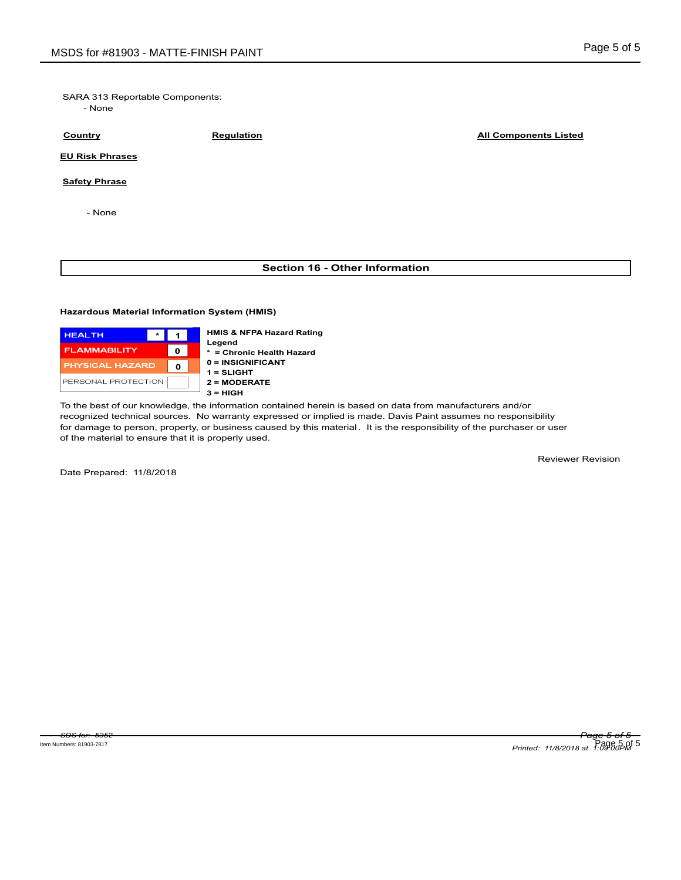SARA 313 Reportable Components:
- None

| Country | Regulation | All Components Listed |
|---|---|---|

**EU Risk Phrases**

**Safety Phrase**

- None

## Section 16 - Other Information

**Hazardous Material Information System (HMIS)**

| | | |
|---|---|---|
| HEALTH | * | 1 |
| FLAMMABILITY | | 0 |
| PHYSICAL HAZARD | | 0 |
| PERSONAL PROTECTION | | |

**HMIS & NFPA Hazard Rating Legend**
**\* = Chronic Health Hazard**
**0 = INSIGNIFICANT**
**1 = SLIGHT**
**2 = MODERATE**
**3 = HIGH**

To the best of our knowledge, the information contained herein is based on data from manufacturers and/or recognized technical sources. No warranty expressed or implied is made. Davis Paint assumes no responsibility for damage to person, property, or business caused by this material. It is the responsibility of the purchaser or user of the material to ensure that it is properly used.

Reviewer Revision

Date Prepared: 11/8/2018

SDS for: 5352
Item Numbers: 81903-7817

*Printed: 11/8/2018 at 1:09:00PM*